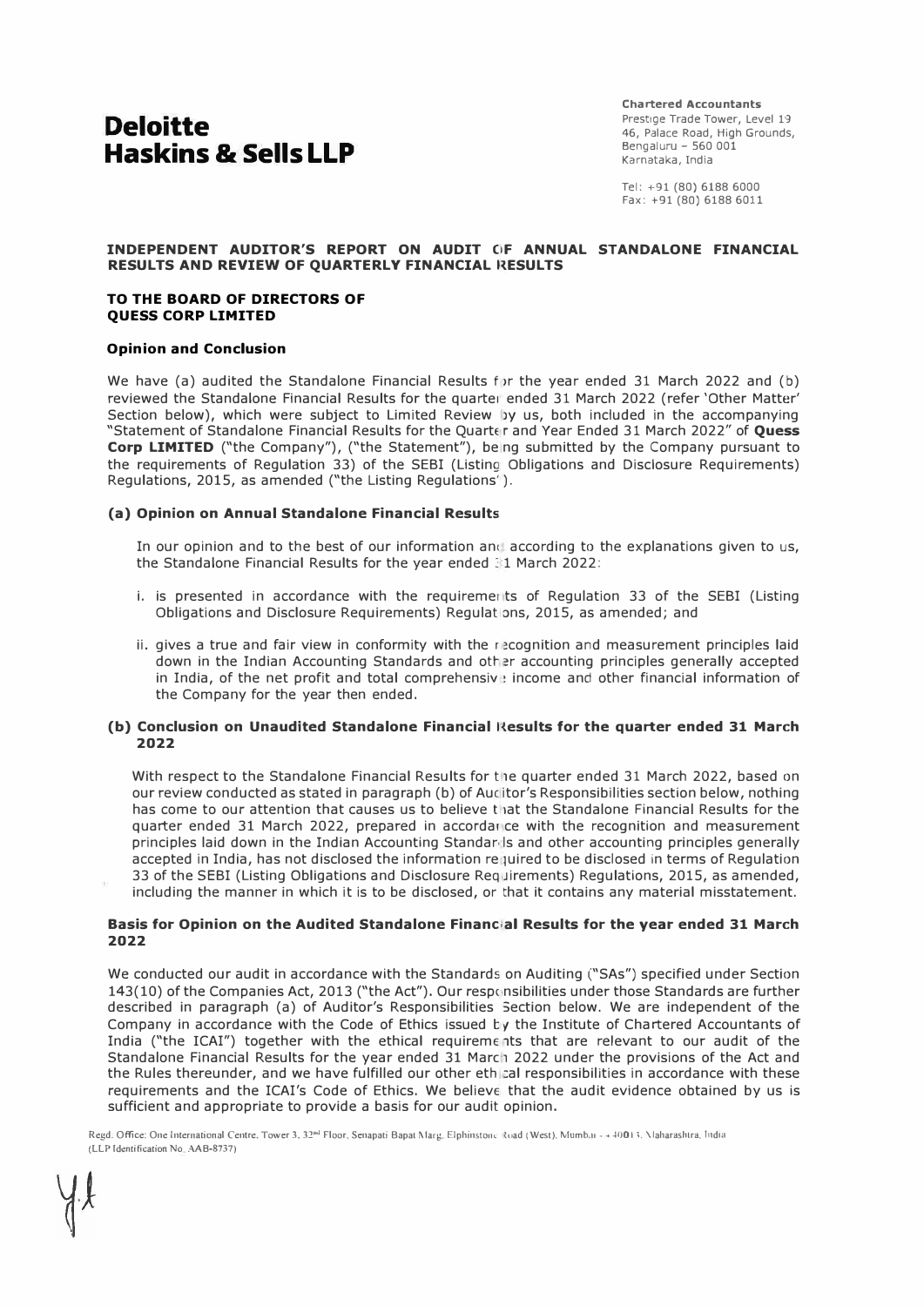# Deloitte Haskins & Sells LLP

**Chartered Accountants**
Prestige Trade Tower, Level 19
46, Palace Road, High Grounds,
Bengaluru – 560 001
Karnataka, India

Tel: +91 (80) 6188 6000
Fax: +91 (80) 6188 6011

## INDEPENDENT AUDITOR'S REPORT ON AUDIT OF ANNUAL STANDALONE FINANCIAL RESULTS AND REVIEW OF QUARTERLY FINANCIAL RESULTS

**TO THE BOARD OF DIRECTORS OF**
**QUESS CORP LIMITED**

### Opinion and Conclusion

We have (a) audited the Standalone Financial Results for the year ended 31 March 2022 and (b) reviewed the Standalone Financial Results for the quarter ended 31 March 2022 (refer 'Other Matter' Section below), which were subject to Limited Review by us, both included in the accompanying "Statement of Standalone Financial Results for the Quarter and Year Ended 31 March 2022" of **Quess Corp LIMITED** ("the Company"), ("the Statement"), being submitted by the Company pursuant to the requirements of Regulation 33) of the SEBI (Listing Obligations and Disclosure Requirements) Regulations, 2015, as amended ("the Listing Regulations").

### (a) Opinion on Annual Standalone Financial Results

In our opinion and to the best of our information and according to the explanations given to us, the Standalone Financial Results for the year ended 31 March 2022:

i. is presented in accordance with the requirements of Regulation 33 of the SEBI (Listing Obligations and Disclosure Requirements) Regulations, 2015, as amended; and

ii. gives a true and fair view in conformity with the recognition and measurement principles laid down in the Indian Accounting Standards and other accounting principles generally accepted in India, of the net profit and total comprehensive income and other financial information of the Company for the year then ended.

### (b) Conclusion on Unaudited Standalone Financial Results for the quarter ended 31 March 2022

With respect to the Standalone Financial Results for the quarter ended 31 March 2022, based on our review conducted as stated in paragraph (b) of Auditor's Responsibilities section below, nothing has come to our attention that causes us to believe that the Standalone Financial Results for the quarter ended 31 March 2022, prepared in accordance with the recognition and measurement principles laid down in the Indian Accounting Standards and other accounting principles generally accepted in India, has not disclosed the information required to be disclosed in terms of Regulation 33 of the SEBI (Listing Obligations and Disclosure Requirements) Regulations, 2015, as amended, including the manner in which it is to be disclosed, or that it contains any material misstatement.

### Basis for Opinion on the Audited Standalone Financial Results for the year ended 31 March 2022

We conducted our audit in accordance with the Standards on Auditing ("SAs") specified under Section 143(10) of the Companies Act, 2013 ("the Act"). Our responsibilities under those Standards are further described in paragraph (a) of Auditor's Responsibilities Section below. We are independent of the Company in accordance with the Code of Ethics issued by the Institute of Chartered Accountants of India ("the ICAI") together with the ethical requirements that are relevant to our audit of the Standalone Financial Results for the year ended 31 March 2022 under the provisions of the Act and the Rules thereunder, and we have fulfilled our other ethical responsibilities in accordance with these requirements and the ICAI's Code of Ethics. We believe that the audit evidence obtained by us is sufficient and appropriate to provide a basis for our audit opinion.

Regd. Office: One International Centre, Tower 3, 32nd Floor, Senapati Bapat Marg, Elphinstone Road (West), Mumbai - 400013, Maharashtra, India
(LLP Identification No. AAB-8737)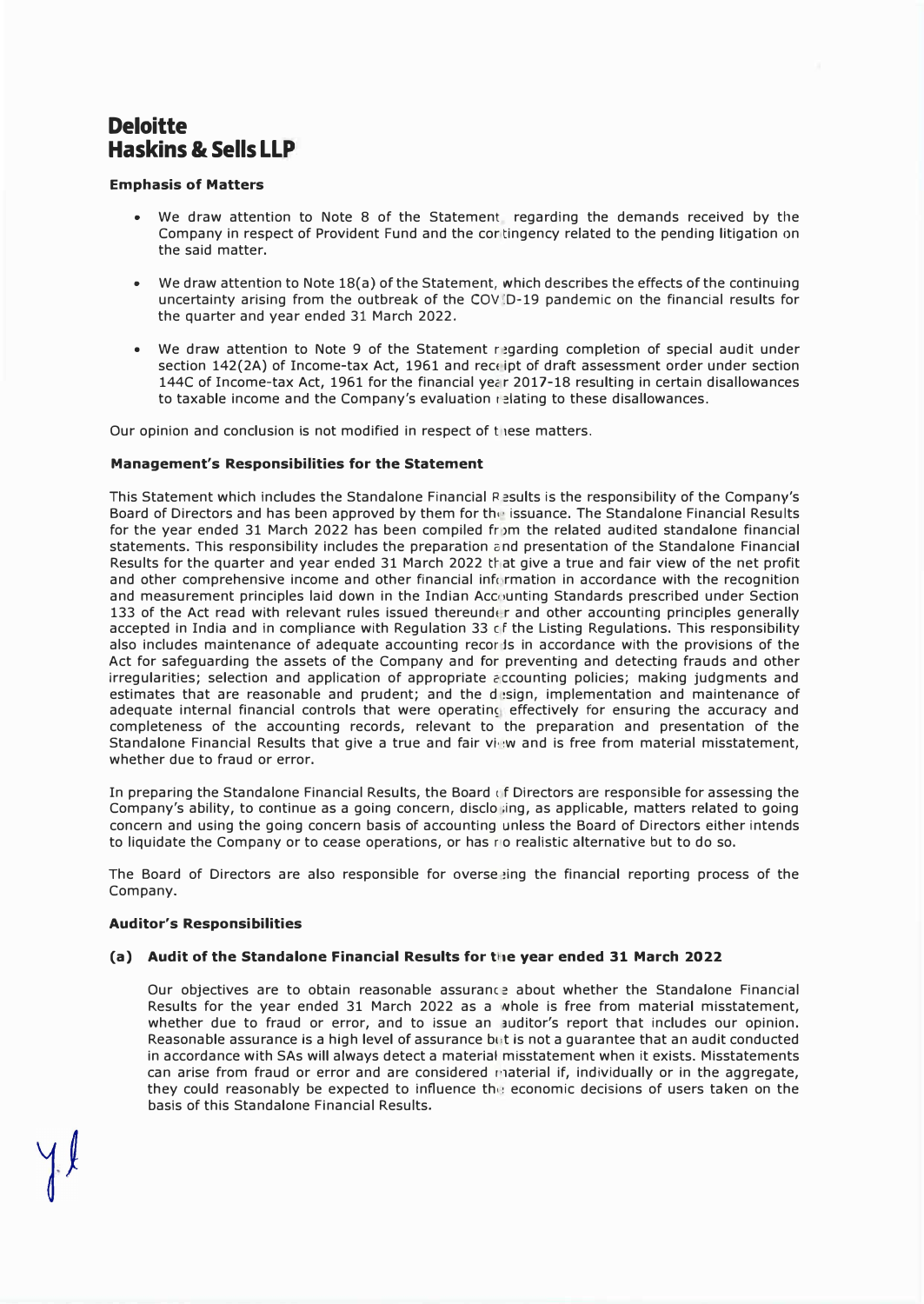**Deloitte Haskins & Sells LLP**

**Emphasis of Matters**

- We draw attention to Note 8 of the Statement regarding the demands received by the Company in respect of Provident Fund and the contingency related to the pending litigation on the said matter.
- We draw attention to Note 18(a) of the Statement, which describes the effects of the continuing uncertainty arising from the outbreak of the COVID-19 pandemic on the financial results for the quarter and year ended 31 March 2022.
- We draw attention to Note 9 of the Statement regarding completion of special audit under section 142(2A) of Income-tax Act, 1961 and receipt of draft assessment order under section 144C of Income-tax Act, 1961 for the financial year 2017-18 resulting in certain disallowances to taxable income and the Company's evaluation relating to these disallowances.

Our opinion and conclusion is not modified in respect of these matters.

**Management's Responsibilities for the Statement**

This Statement which includes the Standalone Financial Results is the responsibility of the Company's Board of Directors and has been approved by them for the issuance. The Standalone Financial Results for the year ended 31 March 2022 has been compiled from the related audited standalone financial statements. This responsibility includes the preparation and presentation of the Standalone Financial Results for the quarter and year ended 31 March 2022 that give a true and fair view of the net profit and other comprehensive income and other financial information in accordance with the recognition and measurement principles laid down in the Indian Accounting Standards prescribed under Section 133 of the Act read with relevant rules issued thereunder and other accounting principles generally accepted in India and in compliance with Regulation 33 of the Listing Regulations. This responsibility also includes maintenance of adequate accounting records in accordance with the provisions of the Act for safeguarding the assets of the Company and for preventing and detecting frauds and other irregularities; selection and application of appropriate accounting policies; making judgments and estimates that are reasonable and prudent; and the design, implementation and maintenance of adequate internal financial controls that were operating effectively for ensuring the accuracy and completeness of the accounting records, relevant to the preparation and presentation of the Standalone Financial Results that give a true and fair view and is free from material misstatement, whether due to fraud or error.

In preparing the Standalone Financial Results, the Board of Directors are responsible for assessing the Company's ability, to continue as a going concern, disclosing, as applicable, matters related to going concern and using the going concern basis of accounting unless the Board of Directors either intends to liquidate the Company or to cease operations, or has no realistic alternative but to do so.

The Board of Directors are also responsible for overseeing the financial reporting process of the Company.

**Auditor's Responsibilities**

**(a) Audit of the Standalone Financial Results for the year ended 31 March 2022**

Our objectives are to obtain reasonable assurance about whether the Standalone Financial Results for the year ended 31 March 2022 as a whole is free from material misstatement, whether due to fraud or error, and to issue an auditor's report that includes our opinion. Reasonable assurance is a high level of assurance but is not a guarantee that an audit conducted in accordance with SAs will always detect a material misstatement when it exists. Misstatements can arise from fraud or error and are considered material if, individually or in the aggregate, they could reasonably be expected to influence the economic decisions of users taken on the basis of this Standalone Financial Results.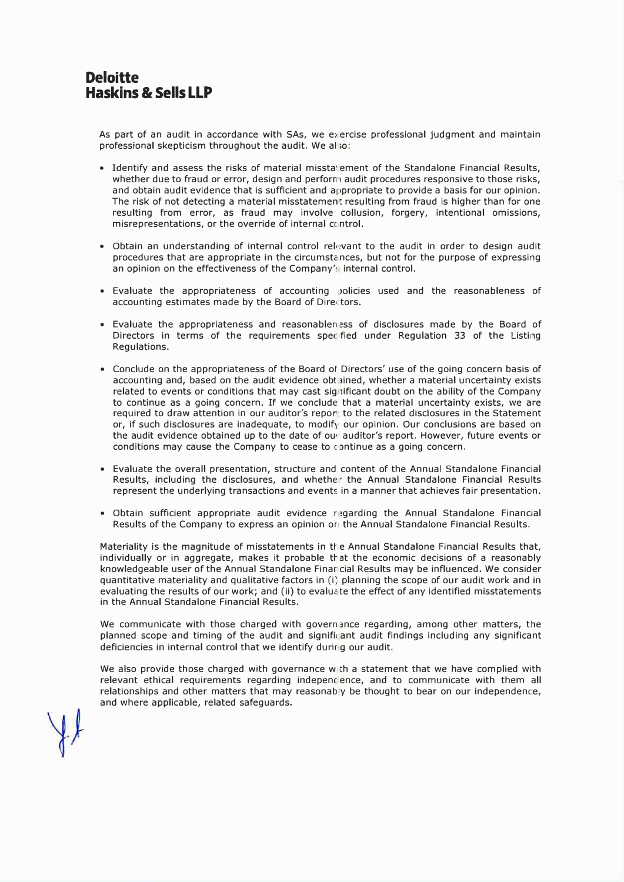**Deloitte**
**Haskins & Sells LLP**

As part of an audit in accordance with SAs, we exercise professional judgment and maintain professional skepticism throughout the audit. We also:

- Identify and assess the risks of material misstatement of the Standalone Financial Results, whether due to fraud or error, design and perform audit procedures responsive to those risks, and obtain audit evidence that is sufficient and appropriate to provide a basis for our opinion. The risk of not detecting a material misstatement resulting from fraud is higher than for one resulting from error, as fraud may involve collusion, forgery, intentional omissions, misrepresentations, or the override of internal control.

- Obtain an understanding of internal control relevant to the audit in order to design audit procedures that are appropriate in the circumstances, but not for the purpose of expressing an opinion on the effectiveness of the Company's internal control.

- Evaluate the appropriateness of accounting policies used and the reasonableness of accounting estimates made by the Board of Directors.

- Evaluate the appropriateness and reasonableness of disclosures made by the Board of Directors in terms of the requirements specified under Regulation 33 of the Listing Regulations.

- Conclude on the appropriateness of the Board of Directors' use of the going concern basis of accounting and, based on the audit evidence obtained, whether a material uncertainty exists related to events or conditions that may cast significant doubt on the ability of the Company to continue as a going concern. If we conclude that a material uncertainty exists, we are required to draw attention in our auditor's report to the related disclosures in the Statement or, if such disclosures are inadequate, to modify our opinion. Our conclusions are based on the audit evidence obtained up to the date of our auditor's report. However, future events or conditions may cause the Company to cease to continue as a going concern.

- Evaluate the overall presentation, structure and content of the Annual Standalone Financial Results, including the disclosures, and whether the Annual Standalone Financial Results represent the underlying transactions and events in a manner that achieves fair presentation.

- Obtain sufficient appropriate audit evidence regarding the Annual Standalone Financial Results of the Company to express an opinion on the Annual Standalone Financial Results.

Materiality is the magnitude of misstatements in the Annual Standalone Financial Results that, individually or in aggregate, makes it probable that the economic decisions of a reasonably knowledgeable user of the Annual Standalone Financial Results may be influenced. We consider quantitative materiality and qualitative factors in (i) planning the scope of our audit work and in evaluating the results of our work; and (ii) to evaluate the effect of any identified misstatements in the Annual Standalone Financial Results.

We communicate with those charged with governance regarding, among other matters, the planned scope and timing of the audit and significant audit findings including any significant deficiencies in internal control that we identify during our audit.

We also provide those charged with governance with a statement that we have complied with relevant ethical requirements regarding independence, and to communicate with them all relationships and other matters that may reasonably be thought to bear on our independence, and where applicable, related safeguards.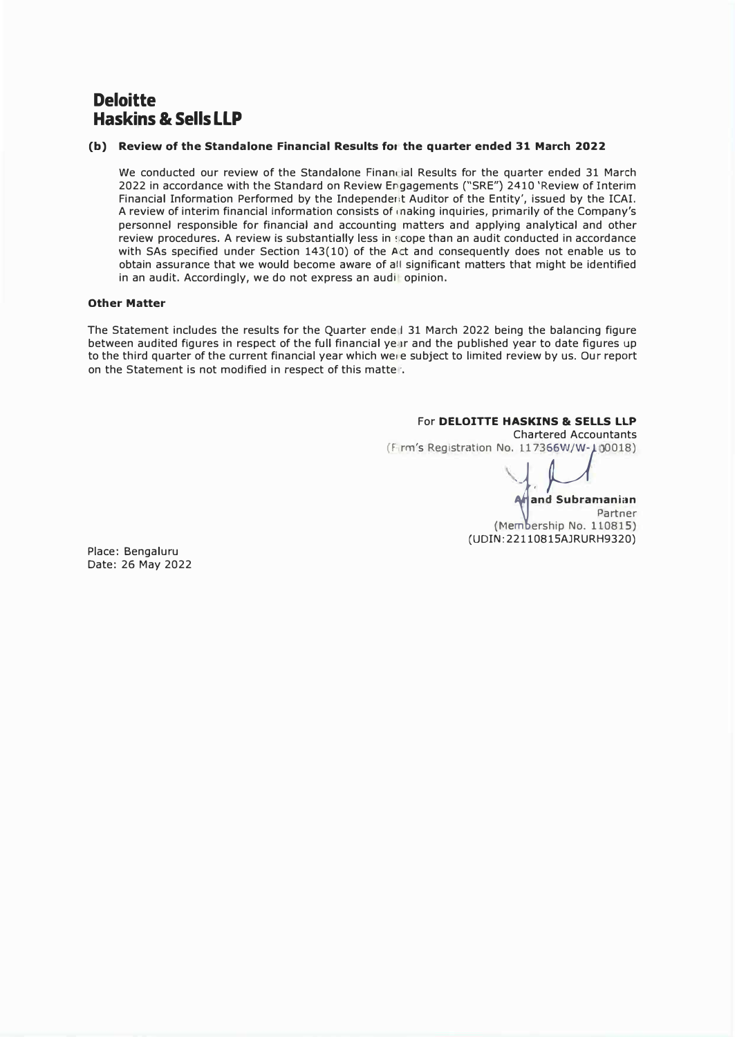**Deloitte**
**Haskins & Sells LLP**

**(b) Review of the Standalone Financial Results for the quarter ended 31 March 2022**

We conducted our review of the Standalone Financial Results for the quarter ended 31 March 2022 in accordance with the Standard on Review Engagements ("SRE") 2410 'Review of Interim Financial Information Performed by the Independent Auditor of the Entity', issued by the ICAI. A review of interim financial information consists of making inquiries, primarily of the Company's personnel responsible for financial and accounting matters and applying analytical and other review procedures. A review is substantially less in scope than an audit conducted in accordance with SAs specified under Section 143(10) of the Act and consequently does not enable us to obtain assurance that we would become aware of all significant matters that might be identified in an audit. Accordingly, we do not express an audit opinion.

**Other Matter**

The Statement includes the results for the Quarter ended 31 March 2022 being the balancing figure between audited figures in respect of the full financial year and the published year to date figures up to the third quarter of the current financial year which were subject to limited review by us. Our report on the Statement is not modified in respect of this matter.

For **DELOITTE HASKINS & SELLS LLP**
Chartered Accountants
(Firm's Registration No. 117366W/W-100018)

**Anand Subramanian**
Partner
(Membership No. 110815)
(UDIN:22110815AJRURH9320)

Place: Bengaluru
Date: 26 May 2022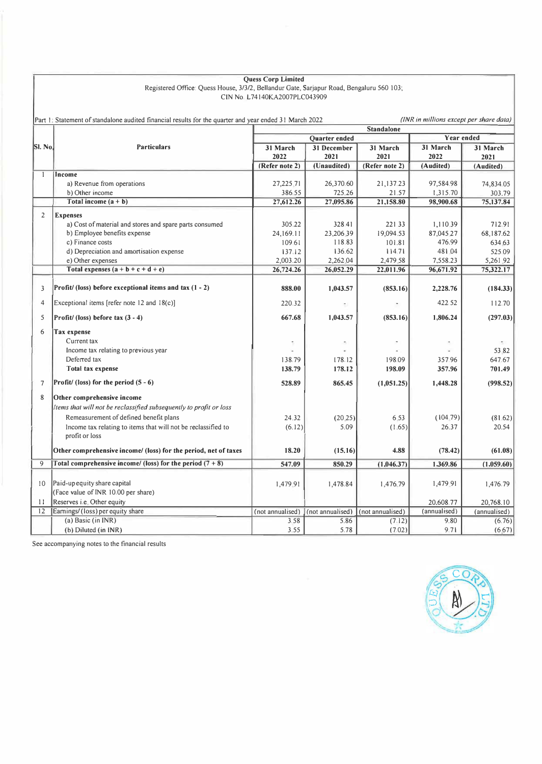**Quess Corp Limited**
Registered Office: Quess House, 3/3/2, Bellandur Gate, Sarjapur Road, Bengaluru 560 103;
CIN No. L74140KA2007PLC043909

Part 1: Statement of standalone audited financial results for the quarter and year ended 31 March 2022

*(INR in millions except per share data)*

| Sl. No. | Particulars | Standalone | | | | |
|---|---|---|---|---|---|---|
| | | Quarter ended | | | Year ended | |
| | | 31 March 2022 | 31 December 2021 | 31 March 2021 | 31 March 2022 | 31 March 2021 |
| | | (Refer note 2) | (Unaudited) | (Refer note 2) | (Audited) | (Audited) |
| 1 | **Income** | | | | | |
| | a) Revenue from operations | 27,225.71 | 26,370.60 | 21,137.23 | 97,584.98 | 74,834.05 |
| | b) Other income | 386.55 | 725.26 | 21.57 | 1,315.70 | 303.79 |
| | **Total income (a + b)** | **27,612.26** | **27,095.86** | **21,158.80** | **98,900.68** | **75,137.84** |
| 2 | **Expenses** | | | | | |
| | a) Cost of material and stores and spare parts consumed | 305.22 | 328.41 | 221.33 | 1,110.39 | 712.91 |
| | b) Employee benefits expense | 24,169.11 | 23,206.39 | 19,094.53 | 87,045.27 | 68,187.62 |
| | c) Finance costs | 109.61 | 118.83 | 101.81 | 476.99 | 634.63 |
| | d) Depreciation and amortisation expense | 137.12 | 136.62 | 114.71 | 481.04 | 525.09 |
| | e) Other expenses | 2,003.20 | 2,262.04 | 2,479.58 | 7,558.23 | 5,261.92 |
| | **Total expenses (a + b + c + d + e)** | **26,724.26** | **26,052.29** | **22,011.96** | **96,671.92** | **75,322.17** |
| 3 | **Profit/ (loss) before exceptional items and tax (1 - 2)** | **888.00** | **1,043.57** | **(853.16)** | **2,228.76** | **(184.33)** |
| 4 | Exceptional items [refer note 12 and 18(c)] | 220.32 | - | - | 422.52 | 112.70 |
| 5 | **Profit/ (loss) before tax (3 - 4)** | **667.68** | **1,043.57** | **(853.16)** | **1,806.24** | **(297.03)** |
| 6 | **Tax expense** | | | | | |
| | Current tax | - | - | - | - | - |
| | Income tax relating to previous year | - | - | - | - | 53.82 |
| | Deferred tax | 138.79 | 178.12 | 198.09 | 357.96 | 647.67 |
| | **Total tax expense** | **138.79** | **178.12** | **198.09** | **357.96** | **701.49** |
| 7 | **Profit/ (loss) for the period (5 - 6)** | **528.89** | **865.45** | **(1,051.25)** | **1,448.28** | **(998.52)** |
| 8 | **Other comprehensive income** | | | | | |
| | *Items that will not be reclassified subsequently to profit or loss* | | | | | |
| | Remeasurement of defined benefit plans | 24.32 | (20.25) | 6.53 | (104.79) | (81.62) |
| | Income tax relating to items that will not be reclassified to profit or loss | (6.12) | 5.09 | (1.65) | 26.37 | 20.54 |
| | **Other comprehensive income/ (loss) for the period, net of taxes** | **18.20** | **(15.16)** | **4.88** | **(78.42)** | **(61.08)** |
| 9 | **Total comprehensive income/ (loss) for the period (7 + 8)** | **547.09** | **850.29** | **(1,046.37)** | **1,369.86** | **(1,059.60)** |
| 10 | Paid-up equity share capital (Face value of INR 10.00 per share) | 1,479.91 | 1,478.84 | 1,476.79 | 1,479.91 | 1,476.79 |
| 11 | Reserves i.e. Other equity | | | | 20,608.77 | 20,768.10 |
| 12 | Earnings/ (loss) per equity share | (not annualised) | (not annualised) | (not annualised) | (annualised) | (annualised) |
| | (a) Basic (in INR) | 3.58 | 5.86 | (7.12) | 9.80 | (6.76) |
| | (b) Diluted (in INR) | 3.55 | 5.78 | (7.02) | 9.71 | (6.67) |

See accompanying notes to the financial results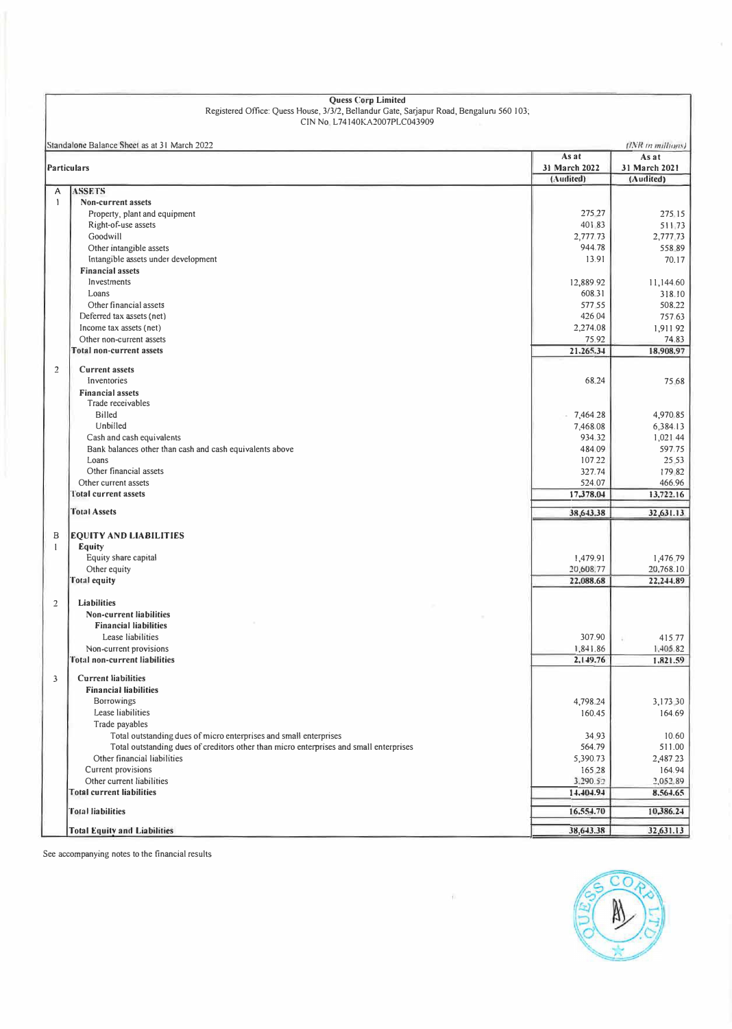**Quess Corp Limited**

Registered Office: Quess House, 3/3/2, Bellandur Gate, Sarjapur Road, Bengaluru 560 103;
CIN No. L74140KA2007PLC043909

Standalone Balance Sheet as at 31 March 2022

*(INR in millions)*

| | Particulars | As at 31 March 2022 (Audited) | As at 31 March 2021 (Audited) |
|---|---|---|---|
| A | **ASSETS** | | |
| 1 | **Non-current assets** | | |
| | Property, plant and equipment | 275.27 | 275.15 |
| | Right-of-use assets | 401.83 | 511.73 |
| | Goodwill | 2,777.73 | 2,777.73 |
| | Other intangible assets | 944.78 | 558.89 |
| | Intangible assets under development | 13.91 | 70.17 |
| | **Financial assets** | | |
| | Investments | 12,889.92 | 11,144.60 |
| | Loans | 608.31 | 318.10 |
| | Other financial assets | 577.55 | 508.22 |
| | Deferred tax assets (net) | 426.04 | 757.63 |
| | Income tax assets (net) | 2,274.08 | 1,911.92 |
| | Other non-current assets | 75.92 | 74.83 |
| | **Total non-current assets** | **21,265.34** | **18,908.97** |
| 2 | **Current assets** | | |
| | Inventories | 68.24 | 75.68 |
| | **Financial assets** | | |
| | Trade receivables | | |
| | Billed | 7,464.28 | 4,970.85 |
| | Unbilled | 7,468.08 | 6,384.13 |
| | Cash and cash equivalents | 934.32 | 1,021.44 |
| | Bank balances other than cash and cash equivalents above | 484.09 | 597.75 |
| | Loans | 107.22 | 25.53 |
| | Other financial assets | 327.74 | 179.82 |
| | Other current assets | 524.07 | 466.96 |
| | **Total current assets** | **17,378.04** | **13,722.16** |
| | **Total Assets** | **38,643.38** | **32,631.13** |
| B | **EQUITY AND LIABILITIES** | | |
| 1 | **Equity** | | |
| | Equity share capital | 1,479.91 | 1,476.79 |
| | Other equity | 20,608.77 | 20,768.10 |
| | **Total equity** | **22,088.68** | **22,244.89** |
| 2 | **Liabilities** | | |
| | **Non-current liabilities** | | |
| | **Financial liabilities** | | |
| | Lease liabilities | 307.90 | 415.77 |
| | Non-current provisions | 1,841.86 | 1,405.82 |
| | **Total non-current liabilities** | **2,149.76** | **1,821.59** |
| 3 | **Current liabilities** | | |
| | **Financial liabilities** | | |
| | Borrowings | 4,798.24 | 3,173.30 |
| | Lease liabilities | 160.45 | 164.69 |
| | Trade payables | | |
| | Total outstanding dues of micro enterprises and small enterprises | 34.93 | 10.60 |
| | Total outstanding dues of creditors other than micro enterprises and small enterprises | 564.79 | 511.00 |
| | Other financial liabilities | 5,390.73 | 2,487.23 |
| | Current provisions | 165.28 | 164.94 |
| | Other current liabilities | 3,290.52 | 2,052.89 |
| | **Total current liabilities** | **14,404.94** | **8,564.65** |
| | **Total liabilities** | **16,554.70** | **10,386.24** |
| | **Total Equity and Liabilities** | **38,643.38** | **32,631.13** |

See accompanying notes to the financial results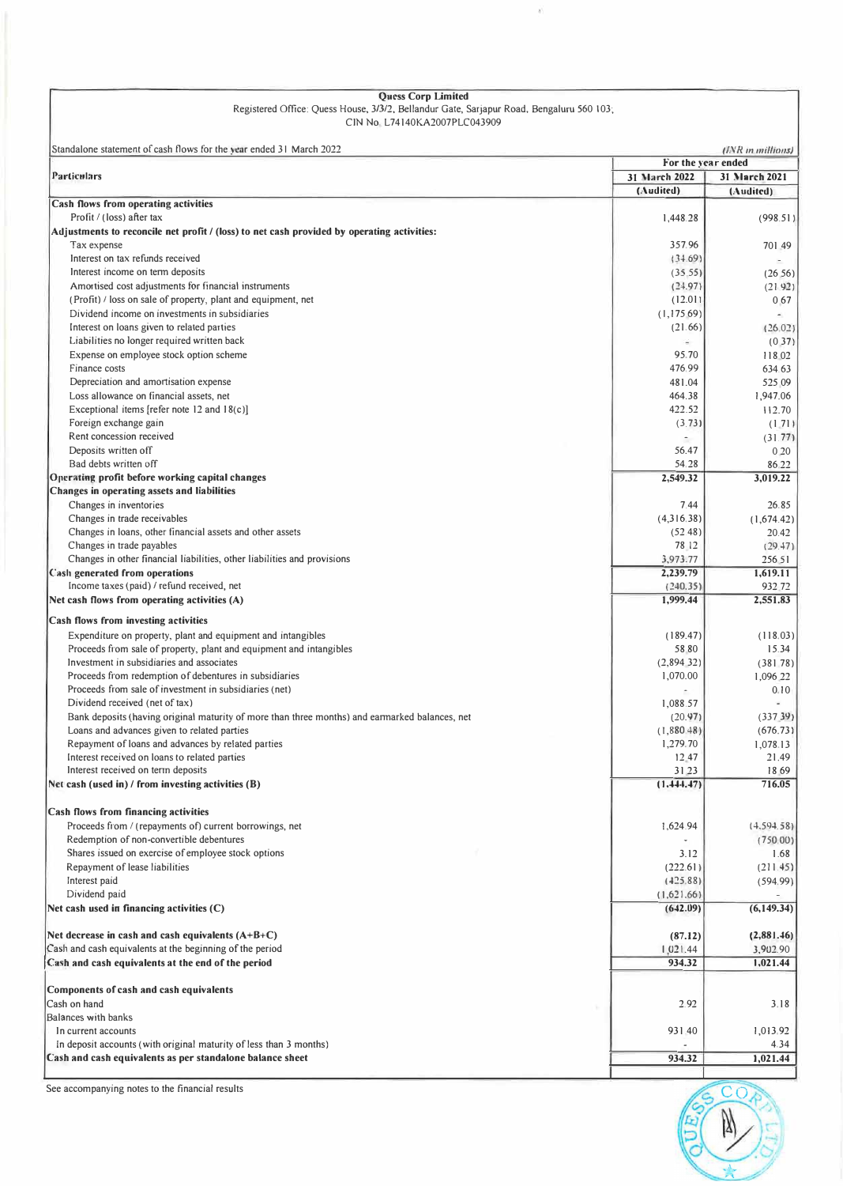**Quess Corp Limited**

Registered Office: Quess House, 3/3/2, Bellandur Gate, Sarjapur Road, Bengaluru 560 103;

CIN No. L74140KA2007PLC043909

Standalone statement of cash flows for the year ended 31 March 2022

*(INR in millions)*

| Particulars | For the year ended 31 March 2022 (Audited) | For the year ended 31 March 2021 (Audited) |
|---|---|---|
| **Cash flows from operating activities** | | |
| Profit / (loss) after tax | 1,448.28 | (998.51) |
| **Adjustments to reconcile net profit / (loss) to net cash provided by operating activities:** | | |
| Tax expense | 357.96 | 701.49 |
| Interest on tax refunds received | (34.69) | - |
| Interest income on term deposits | (35.55) | (26.56) |
| Amortised cost adjustments for financial instruments | (24.97) | (21.92) |
| (Profit) / loss on sale of property, plant and equipment, net | (12.01) | 0.67 |
| Dividend income on investments in subsidiaries | (1,175.69) | - |
| Interest on loans given to related parties | (21.66) | (26.02) |
| Liabilities no longer required written back | - | (0.37) |
| Expense on employee stock option scheme | 95.70 | 118.02 |
| Finance costs | 476.99 | 634.63 |
| Depreciation and amortisation expense | 481.04 | 525.09 |
| Loss allowance on financial assets, net | 464.38 | 1,947.06 |
| Exceptional items [refer note 12 and 18(c)] | 422.52 | 112.70 |
| Foreign exchange gain | (3.73) | (1.71) |
| Rent concession received | - | (31.77) |
| Deposits written off | 56.47 | 0.20 |
| Bad debts written off | 54.28 | 86.22 |
| **Operating profit before working capital changes** | **2,549.32** | **3,019.22** |
| **Changes in operating assets and liabilities** | | |
| Changes in inventories | 7.44 | 26.85 |
| Changes in trade receivables | (4,316.38) | (1,674.42) |
| Changes in loans, other financial assets and other assets | (52.48) | 20.42 |
| Changes in trade payables | 78.12 | (29.47) |
| Changes in other financial liabilities, other liabilities and provisions | 3,973.77 | 256.51 |
| **Cash generated from operations** | **2,239.79** | **1,619.11** |
| Income taxes (paid) / refund received, net | (240.35) | 932.72 |
| **Net cash flows from operating activities (A)** | **1,999.44** | **2,551.83** |
| **Cash flows from investing activities** | | |
| Expenditure on property, plant and equipment and intangibles | (189.47) | (118.03) |
| Proceeds from sale of property, plant and equipment and intangibles | 58.80 | 15.34 |
| Investment in subsidiaries and associates | (2,894.32) | (381.78) |
| Proceeds from redemption of debentures in subsidiaries | 1,070.00 | 1,096.22 |
| Proceeds from sale of investment in subsidiaries (net) | - | 0.10 |
| Dividend received (net of tax) | 1,088.57 | - |
| Bank deposits (having original maturity of more than three months) and earmarked balances, net | (20.97) | (337.39) |
| Loans and advances given to related parties | (1,880.48) | (676.73) |
| Repayment of loans and advances by related parties | 1,279.70 | 1,078.13 |
| Interest received on loans to related parties | 12.47 | 21.49 |
| Interest received on term deposits | 31.23 | 18.69 |
| **Net cash (used in) / from investing activities (B)** | **(1,444.47)** | **716.05** |
| **Cash flows from financing activities** | | |
| Proceeds from / (repayments of) current borrowings, net | 1,624.94 | (4,594.58) |
| Redemption of non-convertible debentures | - | (750.00) |
| Shares issued on exercise of employee stock options | 3.12 | 1.68 |
| Repayment of lease liabilities | (222.61) | (211.45) |
| Interest paid | (425.88) | (594.99) |
| Dividend paid | (1,621.66) | - |
| **Net cash used in financing activities (C)** | **(642.09)** | **(6,149.34)** |
| **Net decrease in cash and cash equivalents (A+B+C)** | **(87.12)** | **(2,881.46)** |
| Cash and cash equivalents at the beginning of the period | 1,021.44 | 3,902.90 |
| **Cash and cash equivalents at the end of the period** | **934.32** | **1,021.44** |
| **Components of cash and cash equivalents** | | |
| Cash on hand | 2.92 | 3.18 |
| Balances with banks | | |
| In current accounts | 931.40 | 1,013.92 |
| In deposit accounts (with original maturity of less than 3 months) | - | 4.34 |
| **Cash and cash equivalents as per standalone balance sheet** | **934.32** | **1,021.44** |

See accompanying notes to the financial results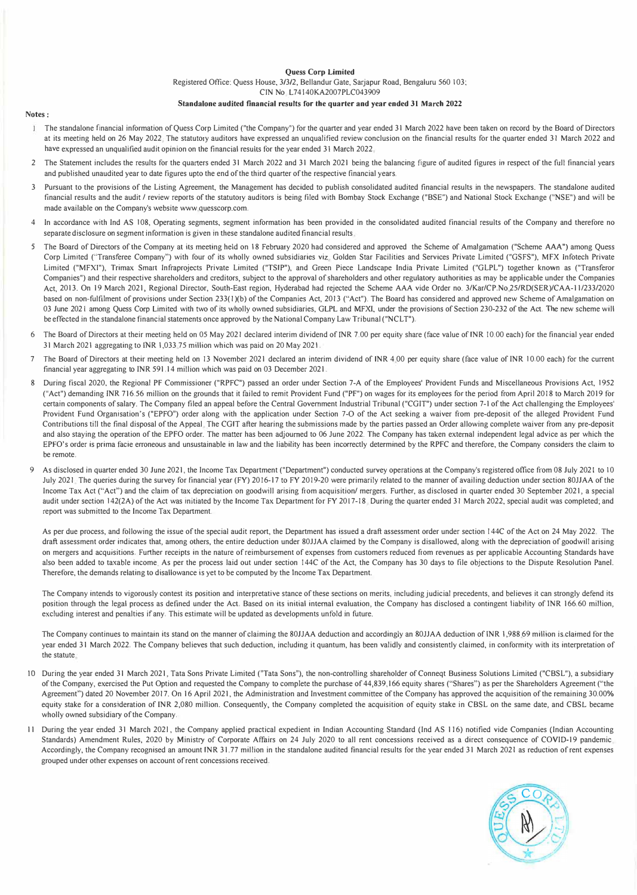**Quess Corp Limited**

Registered Office: Quess House, 3/3/2, Bellandur Gate, Sarjapur Road, Bengaluru 560 103;

CIN No. L74140KA2007PLC043909

**Standalone audited financial results for the quarter and year ended 31 March 2022**

**Notes :**

1. The standalone financial information of Quess Corp Limited ("the Company") for the quarter and year ended 31 March 2022 have been taken on record by the Board of Directors at its meeting held on 26 May 2022. The statutory auditors have expressed an unqualified review conclusion on the financial results for the quarter ended 31 March 2022 and have expressed an unqualified audit opinion on the financial results for the year ended 31 March 2022.

2. The Statement includes the results for the quarters ended 31 March 2022 and 31 March 2021 being the balancing figure of audited figures in respect of the full financial years and published unaudited year to date figures upto the end of the third quarter of the respective financial years.

3. Pursuant to the provisions of the Listing Agreement, the Management has decided to publish consolidated audited financial results in the newspapers. The standalone audited financial results and the audit / review reports of the statutory auditors is being filed with Bombay Stock Exchange ("BSE") and National Stock Exchange ("NSE") and will be made available on the Company's website www.quesscorp.com.

4. In accordance with Ind AS 108, Operating segments, segment information has been provided in the consolidated audited financial results of the Company and therefore no separate disclosure on segment information is given in these standalone audited financial results.

5. The Board of Directors of the Company at its meeting held on 18 February 2020 had considered and approved the Scheme of Amalgamation ("Scheme AAA") among Quess Corp Limited ("Transferee Company") with four of its wholly owned subsidiaries viz. Golden Star Facilities and Services Private Limited ("GSFS"), MFX Infotech Private Limited ("MFXI"), Trimax Smart Infraprojects Private Limited ("TSIP"), and Green Piece Landscape India Private Limited ("GLPL") together known as ("Transferor Companies") and their respective shareholders and creditors, subject to the approval of shareholders and other regulatory authorities as may be applicable under the Companies Act, 2013. On 19 March 2021, Regional Director, South-East region, Hyderabad had rejected the Scheme AAA vide Order no. 3/Kar/CP.No.25/RD(SER)/CAA-11/233/2020 based on non-fulfilment of provisions under Section 233(1)(b) of the Companies Act, 2013 ("Act"). The Board has considered and approved new Scheme of Amalgamation on 03 June 2021 among Quess Corp Limited with two of its wholly owned subsidiaries, GLPL and MFXI, under the provisions of Section 230-232 of the Act. The new scheme will be effected in the standalone financial statements once approved by the National Company Law Tribunal ("NCLT").

6. The Board of Directors at their meeting held on 05 May 2021 declared interim dividend of INR 7.00 per equity share (face value of INR 10.00 each) for the financial year ended 31 March 2021 aggregating to INR 1,033.75 million which was paid on 20 May 2021.

7. The Board of Directors at their meeting held on 13 November 2021 declared an interim dividend of INR 4.00 per equity share (face value of INR 10.00 each) for the current financial year aggregating to INR 591.14 million which was paid on 03 December 2021.

8. During fiscal 2020, the Regional PF Commissioner ("RPFC") passed an order under Section 7-A of the Employees' Provident Funds and Miscellaneous Provisions Act, 1952 ("Act") demanding INR 716.56 million on the grounds that it failed to remit Provident Fund ("PF") on wages for its employees for the period from April 2018 to March 2019 for certain components of salary. The Company filed an appeal before the Central Government Industrial Tribunal ("CGIT") under section 7-I of the Act challenging the Employees' Provident Fund Organisation's ("EPFO") order along with the application under Section 7-O of the Act seeking a waiver from pre-deposit of the alleged Provident Fund Contributions till the final disposal of the Appeal. The CGIT after hearing the submissions made by the parties passed an Order allowing complete waiver from any pre-deposit and also staying the operation of the EPFO order. The matter has been adjourned to 06 June 2022. The Company has taken external independent legal advice as per which the EPFO's order is prima facie erroneous and unsustainable in law and the liability has been incorrectly determined by the RPFC and therefore, the Company considers the claim to be remote.

9. As disclosed in quarter ended 30 June 2021, the Income Tax Department ("Department") conducted survey operations at the Company's registered office from 08 July 2021 to 10 July 2021. The queries during the survey for financial year (FY) 2016-17 to FY 2019-20 were primarily related to the manner of availing deduction under section 80JJAA of the Income Tax Act ("Act") and the claim of tax depreciation on goodwill arising from acquisition/ mergers. Further, as disclosed in quarter ended 30 September 2021, a special audit under section 142(2A) of the Act was initiated by the Income Tax Department for FY 2017-18. During the quarter ended 31 March 2022, special audit was completed, and report was submitted to the Income Tax Department.

   As per due process, and following the issue of the special audit report, the Department has issued a draft assessment order under section 144C of the Act on 24 May 2022. The draft assessment order indicates that, among others, the entire deduction under 80JJAA claimed by the Company is disallowed, along with the depreciation of goodwill arising on mergers and acquisitions. Further receipts in the nature of reimbursement of expenses from customers reduced from revenues as per applicable Accounting Standards have also been added to taxable income. As per the process laid out under section 144C of the Act, the Company has 30 days to file objections to the Dispute Resolution Panel. Therefore, the demands relating to disallowance is yet to be computed by the Income Tax Department.

   The Company intends to vigorously contest its position and interpretative stance of these sections on merits, including judicial precedents, and believes it can strongly defend its position through the legal process as defined under the Act. Based on its initial internal evaluation, the Company has disclosed a contingent liability of INR 166.60 million, excluding interest and penalties if any. This estimate will be updated as developments unfold in future.

   The Company continues to maintain its stand on the manner of claiming the 80JJAA deduction and accordingly an 80JJAA deduction of INR 1,988.69 million is claimed for the year ended 31 March 2022. The Company believes that such deduction, including it quantum, has been validly and consistently claimed, in conformity with its interpretation of the statute.

10. During the year ended 31 March 2021, Tata Sons Private Limited ("Tata Sons"), the non-controlling shareholder of Conneqt Business Solutions Limited ("CBSL"), a subsidiary of the Company, exercised the Put Option and requested the Company to complete the purchase of 44,839,166 equity shares ("Shares") as per the Shareholders Agreement ("the Agreement") dated 20 November 2017. On 16 April 2021, the Administration and Investment committee of the Company has approved the acquisition of the remaining 30.00% equity stake for a consideration of INR 2,080 million. Consequently, the Company completed the acquisition of equity stake in CBSL on the same date, and CBSL became wholly owned subsidiary of the Company.

11. During the year ended 31 March 2021, the Company applied practical expedient in Indian Accounting Standard (Ind AS 116) notified vide Companies (Indian Accounting Standards) Amendment Rules, 2020 by Ministry of Corporate Affairs on 24 July 2020 to all rent concessions received as a direct consequence of COVID-19 pandemic. Accordingly, the Company recognised an amount INR 31.77 million in the standalone audited financial results for the year ended 31 March 2021 as reduction of rent expenses grouped under other expenses on account of rent concessions received.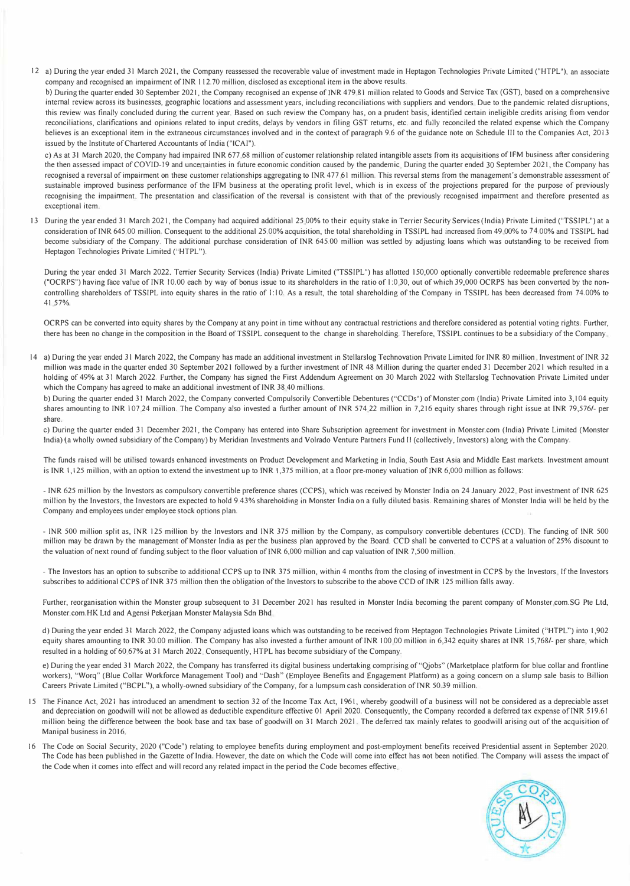12 a) During the year ended 31 March 2021, the Company reassessed the recoverable value of investment made in Heptagon Technologies Private Limited ("HTPL"), an associate company and recognised an impairment of INR 112.70 million, disclosed as exceptional item in the above results.

b) During the quarter ended 30 September 2021, the Company recognised an expense of INR 479.81 million related to Goods and Service Tax (GST), based on a comprehensive internal review across its businesses, geographic locations and assessment years, including reconciliations with suppliers and vendors. Due to the pandemic related disruptions, this review was finally concluded during the current year. Based on such review the Company has, on a prudent basis, identified certain ineligible credits arising from vendor reconciliations, clarifications and opinions related to input credits, delays by vendors in filing GST returns, etc. and fully reconciled the related expense which the Company believes is an exceptional item in the extraneous circumstances involved and in the context of paragraph 9.6 of the guidance note on Schedule III to the Companies Act, 2013 issued by the Institute of Chartered Accountants of India ("ICAI").

c) As at 31 March 2020, the Company had impaired INR 677.68 million of customer relationship related intangible assets from its acquisitions of IFM business after considering the then assessed impact of COVID-19 and uncertainties in future economic condition caused by the pandemic. During the quarter ended 30 September 2021, the Company has recognised a reversal of impairment on these customer relationships aggregating to INR 477.61 million. This reversal stems from the management's demonstrable assessment of sustainable improved business performance of the IFM business at the operating profit level, which is in excess of the projections prepared for the purpose of previously recognising the impairment. The presentation and classification of the reversal is consistent with that of the previously recognised impairment and therefore presented as exceptional item.

13 During the year ended 31 March 2021, the Company had acquired additional 25.00% to their equity stake in Terrier Security Services (India) Private Limited ("TSSIPL") at a consideration of INR 645.00 million. Consequent to the additional 25.00% acquisition, the total shareholding in TSSIPL had increased from 49.00% to 74.00% and TSSIPL had become subsidiary of the Company. The additional purchase consideration of INR 645.00 million was settled by adjusting loans which was outstanding to be received from Heptagon Technologies Private Limited ("HTPL").

During the year ended 31 March 2022, Terrier Security Services (India) Private Limited ("TSSIPL") has allotted 150,000 optionally convertible redeemable preference shares ("OCRPS") having face value of INR 10.00 each by way of bonus issue to its shareholders in the ratio of 1:0.30, out of which 39,000 OCRPS has been converted by the non-controlling shareholders of TSSIPL into equity shares in the ratio of 1:10. As a result, the total shareholding of the Company in TSSIPL has been decreased from 74.00% to 41.57%.

OCRPS can be converted into equity shares by the Company at any point in time without any contractual restrictions and therefore considered as potential voting rights. Further, there has been no change in the composition in the Board of TSSIPL consequent to the change in shareholding. Therefore, TSSIPL continues to be a subsidiary of the Company.

14 a) During the year ended 31 March 2022, the Company has made an additional investment in Stellarslog Technovation Private Limited for INR 80 million. Investment of INR 32 million was made in the quarter ended 30 September 2021 followed by a further investment of INR 48 Million during the quarter ended 31 December 2021 which resulted in a holding of 49% at 31 March 2022. Further, the Company has signed the First Addendum Agreement on 30 March 2022 with Stellarslog Technovation Private Limited under which the Company has agreed to make an additional investment of INR 38.40 millions.

b) During the quarter ended 31 March 2022, the Company converted Compulsorily Convertible Debentures ("CCDs") of Monster.com (India) Private Limited into 3,104 equity shares amounting to INR 107.24 million. The Company also invested a further amount of INR 574.22 million in 7,216 equity shares through right issue at INR 79,576/- per share.

c) During the quarter ended 31 December 2021, the Company has entered into Share Subscription agreement for investment in Monster.com (India) Private Limited (Monster India) (a wholly owned subsidiary of the Company) by Meridian Investments and Volrado Venture Partners Fund II (collectively, Investors) along with the Company.

The funds raised will be utilised towards enhanced investments on Product Development and Marketing in India, South East Asia and Middle East markets. Investment amount is INR 1,125 million, with an option to extend the investment up to INR 1,375 million, at a floor pre-money valuation of INR 6,000 million as follows:

- INR 625 million by the Investors as compulsory convertible preference shares (CCPS), which was received by Monster India on 24 January 2022. Post investment of INR 625 million by the Investors, the Investors are expected to hold 9.43% shareholding in Monster India on a fully diluted basis. Remaining shares of Monster India will be held by the Company and employees under employee stock options plan.

- INR 500 million split as, INR 125 million by the Investors and INR 375 million by the Company, as compulsory convertible debentures (CCD). The funding of INR 500 million may be drawn by the management of Monster India as per the business plan approved by the Board. CCD shall be converted to CCPS at a valuation of 25% discount to the valuation of next round of funding subject to the floor valuation of INR 6,000 million and cap valuation of INR 7,500 million.

- The Investors has an option to subscribe to additional CCPS up to INR 375 million, within 4 months from the closing of investment in CCPS by the Investors. If the Investors subscribes to additional CCPS of INR 375 million then the obligation of the Investors to subscribe to the above CCD of INR 125 million falls away.

Further, reorganisation within the Monster group subsequent to 31 December 2021 has resulted in Monster India becoming the parent company of Monster.com.SG Pte Ltd, Monster.com.HK Ltd and Agensi Pekerjaan Monster Malaysia Sdn Bhd.

d) During the year ended 31 March 2022, the Company adjusted loans which was outstanding to be received from Heptagon Technologies Private Limited ("HTPL") into 1,902 equity shares amounting to INR 30.00 million. The Company has also invested a further amount of INR 100.00 million in 6,342 equity shares at INR 15,768/- per share, which resulted in a holding of 60.67% at 31 March 2022. Consequently, HTPL has become subsidiary of the Company.

e) During the year ended 31 March 2022, the Company has transferred its digital business undertaking comprising of "Qjobs" (Marketplace platform for blue collar and frontline workers), "Worq" (Blue Collar Workforce Management Tool) and "Dash" (Employee Benefits and Engagement Platform) as a going concern on a slump sale basis to Billion Careers Private Limited ("BCPL"), a wholly-owned subsidiary of the Company, for a lumpsum cash consideration of INR 50.39 million.

15 The Finance Act, 2021 has introduced an amendment to section 32 of the Income Tax Act, 1961, whereby goodwill of a business will not be considered as a depreciable asset and depreciation on goodwill will not be allowed as deductible expenditure effective 01 April 2020. Consequently, the Company recorded a deferred tax expense of INR 519.61 million being the difference between the book base and tax base of goodwill on 31 March 2021. The deferred tax mainly relates to goodwill arising out of the acquisition of Manipal business in 2016.

16 The Code on Social Security, 2020 ("Code") relating to employee benefits during employment and post-employment benefits received Presidential assent in September 2020. The Code has been published in the Gazette of India. However, the date on which the Code will come into effect has not been notified. The Company will assess the impact of the Code when it comes into effect and will record any related impact in the period the Code becomes effective.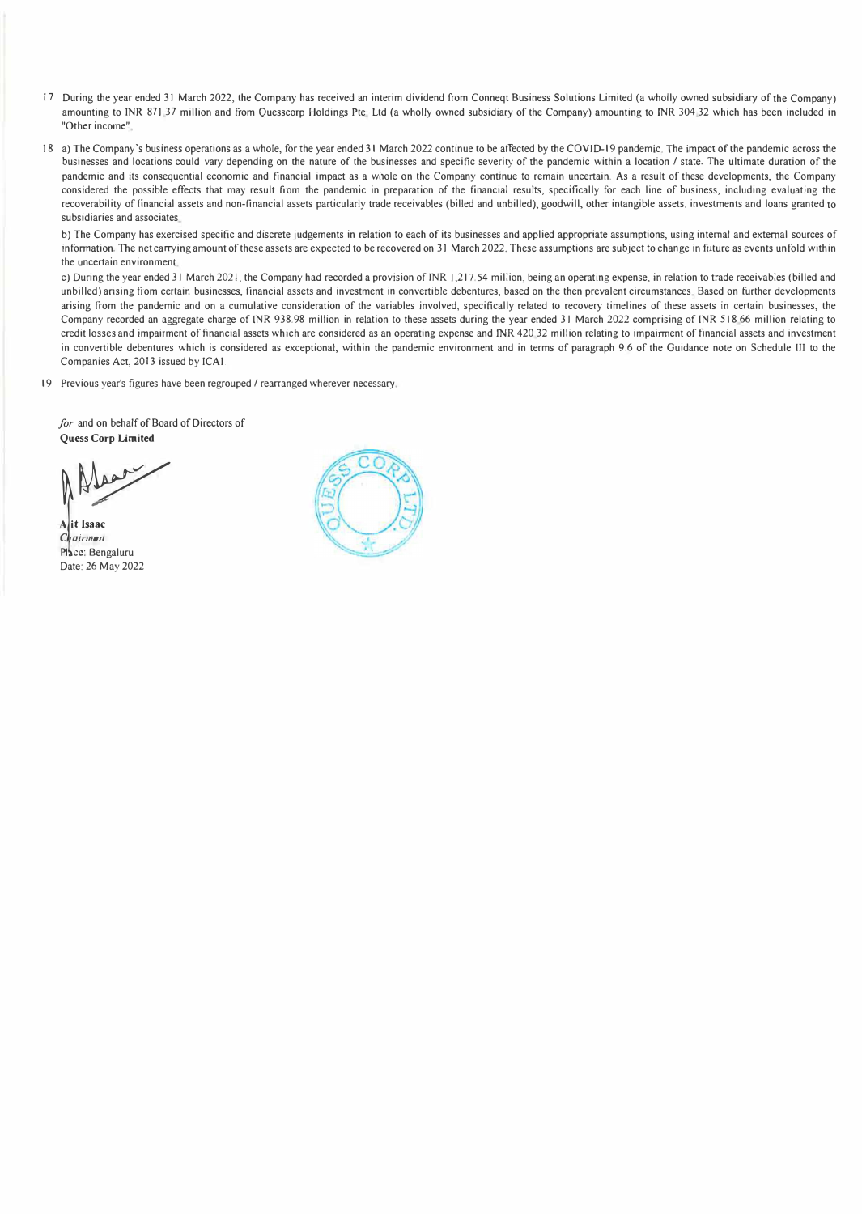17 During the year ended 31 March 2022, the Company has received an interim dividend from Conneqt Business Solutions Limited (a wholly owned subsidiary of the Company) amounting to INR 871.37 million and from Quesscorp Holdings Pte. Ltd (a wholly owned subsidiary of the Company) amounting to INR 304.32 which has been included in "Other income".

18 a) The Company's business operations as a whole, for the year ended 31 March 2022 continue to be affected by the COVID-19 pandemic. The impact of the pandemic across the businesses and locations could vary depending on the nature of the businesses and specific severity of the pandemic within a location / state. The ultimate duration of the pandemic and its consequential economic and financial impact as a whole on the Company continue to remain uncertain. As a result of these developments, the Company considered the possible effects that may result from the pandemic in preparation of the financial results, specifically for each line of business, including evaluating the recoverability of financial assets and non-financial assets particularly trade receivables (billed and unbilled), goodwill, other intangible assets, investments and loans granted to subsidiaries and associates.

b) The Company has exercised specific and discrete judgements in relation to each of its businesses and applied appropriate assumptions, using internal and external sources of information. The net carrying amount of these assets are expected to be recovered on 31 March 2022. These assumptions are subject to change in future as events unfold within the uncertain environment.

c) During the year ended 31 March 2021, the Company had recorded a provision of INR 1,217.54 million, being an operating expense, in relation to trade receivables (billed and unbilled) arising from certain businesses, financial assets and investment in convertible debentures, based on the then prevalent circumstances. Based on further developments arising from the pandemic and on a cumulative consideration of the variables involved, specifically related to recovery timelines of these assets in certain businesses, the Company recorded an aggregate charge of INR 938.98 million in relation to these assets during the year ended 31 March 2022 comprising of INR 518.66 million relating to credit losses and impairment of financial assets which are considered as an operating expense and INR 420.32 million relating to impairment of financial assets and investment in convertible debentures which is considered as exceptional, within the pandemic environment and in terms of paragraph 9.6 of the Guidance note on Schedule III to the Companies Act, 2013 issued by ICAI.

19 Previous year's figures have been regrouped / rearranged wherever necessary.

*for* and on behalf of Board of Directors of
**Quess Corp Limited**

**Ajit Isaac**
*Chairman*
Place: Bengaluru
Date: 26 May 2022